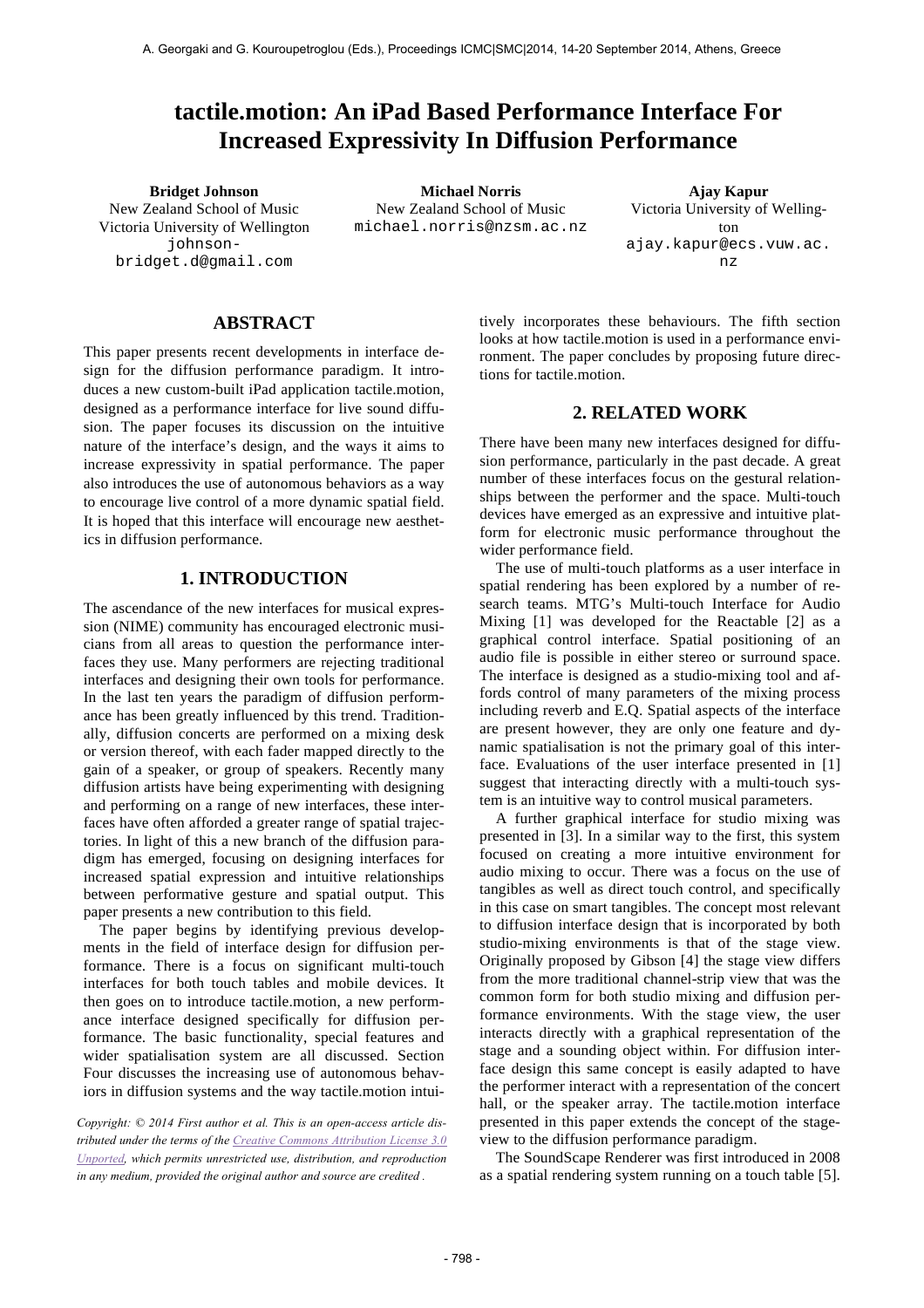# tactile.motion: An iPad Based Performance Interface For Increased Expressivity In Diffusion Performance

**Bridget Johnson**
New Zealand School of Music
Victoria University of Wellington
johnson-bridget.d@gmail.com

**Michael Norris**
New Zealand School of Music
michael.norris@nzsm.ac.nz

**Ajay Kapur**
Victoria University of Wellington
ajay.kapur@ecs.vuw.ac.nz

## ABSTRACT

This paper presents recent developments in interface design for the diffusion performance paradigm. It introduces a new custom-built iPad application tactile.motion, designed as a performance interface for live sound diffusion. The paper focuses its discussion on the intuitive nature of the interface's design, and the ways it aims to increase expressivity in spatial performance. The paper also introduces the use of autonomous behaviors as a way to encourage live control of a more dynamic spatial field. It is hoped that this interface will encourage new aesthetics in diffusion performance.

## 1. INTRODUCTION

The ascendance of the new interfaces for musical expression (NIME) community has encouraged electronic musicians from all areas to question the performance interfaces they use. Many performers are rejecting traditional interfaces and designing their own tools for performance. In the last ten years the paradigm of diffusion performance has been greatly influenced by this trend. Traditionally, diffusion concerts are performed on a mixing desk or version thereof, with each fader mapped directly to the gain of a speaker, or group of speakers. Recently many diffusion artists have being experimenting with designing and performing on a range of new interfaces, these interfaces have often afforded a greater range of spatial trajectories. In light of this a new branch of the diffusion paradigm has emerged, focusing on designing interfaces for increased spatial expression and intuitive relationships between performative gesture and spatial output. This paper presents a new contribution to this field.

The paper begins by identifying previous developments in the field of interface design for diffusion performance. There is a focus on significant multi-touch interfaces for both touch tables and mobile devices. It then goes on to introduce tactile.motion, a new performance interface designed specifically for diffusion performance. The basic functionality, special features and wider spatialisation system are all discussed. Section Four discusses the increasing use of autonomous behaviors in diffusion systems and the way tactile.motion intuitively incorporates these behaviours. The fifth section looks at how tactile.motion is used in a performance environment. The paper concludes by proposing future directions for tactile.motion.

*Copyright: © 2014 First author et al. This is an open-access article distributed under the terms of the Creative Commons Attribution License 3.0 Unported, which permits unrestricted use, distribution, and reproduction in any medium, provided the original author and source are credited .*

## 2. RELATED WORK

There have been many new interfaces designed for diffusion performance, particularly in the past decade. A great number of these interfaces focus on the gestural relationships between the performer and the space. Multi-touch devices have emerged as an expressive and intuitive platform for electronic music performance throughout the wider performance field.

The use of multi-touch platforms as a user interface in spatial rendering has been explored by a number of research teams. MTG's Multi-touch Interface for Audio Mixing [1] was developed for the Reactable [2] as a graphical control interface. Spatial positioning of an audio file is possible in either stereo or surround space. The interface is designed as a studio-mixing tool and affords control of many parameters of the mixing process including reverb and E.Q. Spatial aspects of the interface are present however, they are only one feature and dynamic spatialisation is not the primary goal of this interface. Evaluations of the user interface presented in [1] suggest that interacting directly with a multi-touch system is an intuitive way to control musical parameters.

A further graphical interface for studio mixing was presented in [3]. In a similar way to the first, this system focused on creating a more intuitive environment for audio mixing to occur. There was a focus on the use of tangibles as well as direct touch control, and specifically in this case on smart tangibles. The concept most relevant to diffusion interface design that is incorporated by both studio-mixing environments is that of the stage view. Originally proposed by Gibson [4] the stage view differs from the more traditional channel-strip view that was the common form for both studio mixing and diffusion performance environments. With the stage view, the user interacts directly with a graphical representation of the stage and a sounding object within. For diffusion interface design this same concept is easily adapted to have the performer interact with a representation of the concert hall, or the speaker array. The tactile.motion interface presented in this paper extends the concept of the stage-view to the diffusion performance paradigm.

The SoundScape Renderer was first introduced in 2008 as a spatial rendering system running on a touch table [5].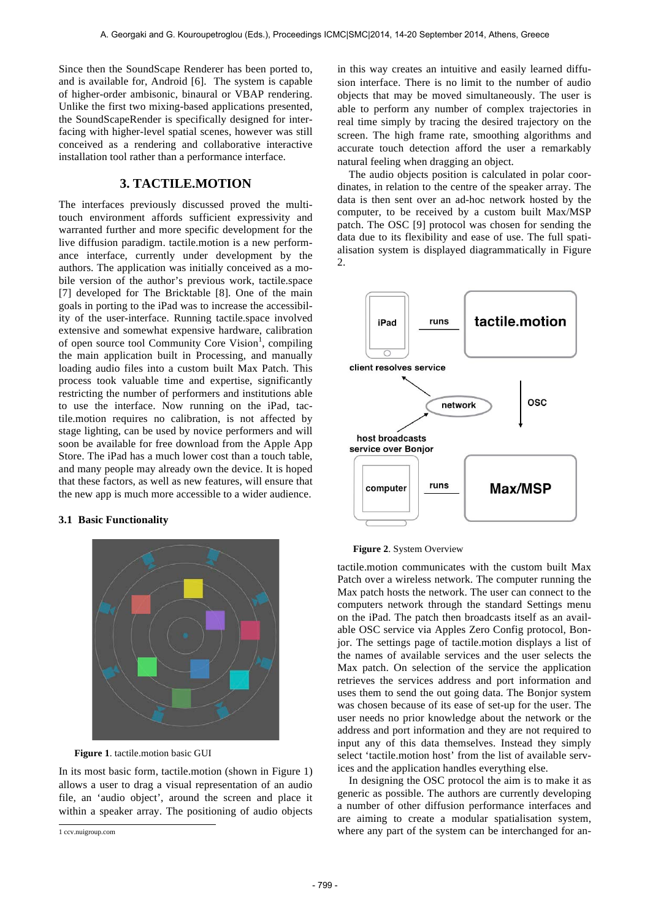Since then the SoundScape Renderer has been ported to, and is available for, Android [6]. The system is capable of higher-order ambisonic, binaural or VBAP rendering. Unlike the first two mixing-based applications presented, the SoundScapeRender is specifically designed for interfacing with higher-level spatial scenes, however was still conceived as a rendering and collaborative interactive installation tool rather than a performance interface.

## 3. TACTILE.MOTION

The interfaces previously discussed proved the multi-touch environment affords sufficient expressivity and warranted further and more specific development for the live diffusion paradigm. tactile.motion is a new performance interface, currently under development by the authors. The application was initially conceived as a mobile version of the author's previous work, tactile.space [7] developed for The Bricktable [8]. One of the main goals in porting to the iPad was to increase the accessibility of the user-interface. Running tactile.space involved extensive and somewhat expensive hardware, calibration of open source tool Community Core Vision[1], compiling the main application built in Processing, and manually loading audio files into a custom built Max Patch. This process took valuable time and expertise, significantly restricting the number of performers and institutions able to use the interface. Now running on the iPad, tactile.motion requires no calibration, is not affected by stage lighting, can be used by novice performers and will soon be available for free download from the Apple App Store. The iPad has a much lower cost than a touch table, and many people may already own the device. It is hoped that these factors, as well as new features, will ensure that the new app is much more accessible to a wider audience.

### 3.1 Basic Functionality

**Figure 1**. tactile.motion basic GUI

In its most basic form, tactile.motion (shown in Figure 1) allows a user to drag a visual representation of an audio file, an 'audio object', around the screen and place it within a speaker array. The positioning of audio objects in this way creates an intuitive and easily learned diffusion interface. There is no limit to the number of audio objects that may be moved simultaneously. The user is able to perform any number of complex trajectories in real time simply by tracing the desired trajectory on the screen. The high frame rate, smoothing algorithms and accurate touch detection afford the user a remarkably natural feeling when dragging an object.

The audio objects position is calculated in polar coordinates, in relation to the centre of the speaker array. The data is then sent over an ad-hoc network hosted by the computer, to be received by a custom built Max/MSP patch. The OSC [9] protocol was chosen for sending the data due to its flexibility and ease of use. The full spatialisation system is displayed diagrammatically in Figure 2.

**Figure 2**. System Overview

tactile.motion communicates with the custom built Max Patch over a wireless network. The computer running the Max patch hosts the network. The user can connect to the computers network through the standard Settings menu on the iPad. The patch then broadcasts itself as an available OSC service via Apples Zero Config protocol, Bonjor. The settings page of tactile.motion displays a list of the names of available services and the user selects the Max patch. On selection of the service the application retrieves the services address and port information and uses them to send the out going data. The Bonjor system was chosen because of its ease of set-up for the user. The user needs no prior knowledge about the network or the address and port information and they are not required to input any of this data themselves. Instead they simply select 'tactile.motion host' from the list of available services and the application handles everything else.

In designing the OSC protocol the aim is to make it as generic as possible. The authors are currently developing a number of other diffusion performance interfaces and are aiming to create a modular spatialisation system, where any part of the system can be interchanged for an-

1 ccv.nuigroup.com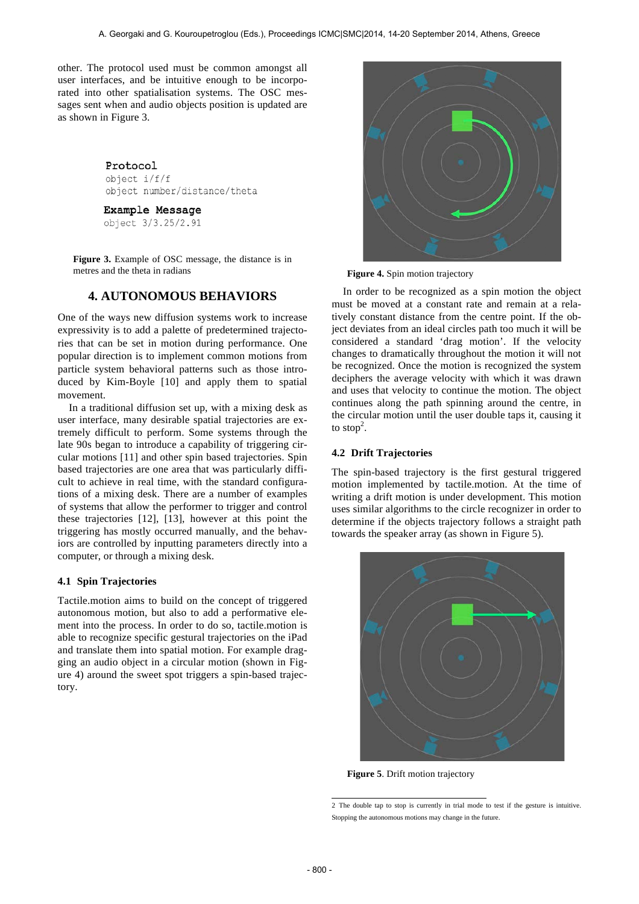other. The protocol used must be common amongst all user interfaces, and be intuitive enough to be incorporated into other spatialisation systems. The OSC messages sent when and audio objects position is updated are as shown in Figure 3.

```
Protocol
object i/f/f
object number/distance/theta

Example Message
object 3/3.25/2.91
```

**Figure 3.** Example of OSC message, the distance is in metres and the theta in radians

## 4. AUTONOMOUS BEHAVIORS

One of the ways new diffusion systems work to increase expressivity is to add a palette of predetermined trajectories that can be set in motion during performance. One popular direction is to implement common motions from particle system behavioral patterns such as those introduced by Kim-Boyle [10] and apply them to spatial movement.

In a traditional diffusion set up, with a mixing desk as user interface, many desirable spatial trajectories are extremely difficult to perform. Some systems through the late 90s began to introduce a capability of triggering circular motions [11] and other spin based trajectories. Spin based trajectories are one area that was particularly difficult to achieve in real time, with the standard configurations of a mixing desk. There are a number of examples of systems that allow the performer to trigger and control these trajectories [12], [13], however at this point the triggering has mostly occurred manually, and the behaviors are controlled by inputting parameters directly into a computer, or through a mixing desk.

### 4.1 Spin Trajectories

Tactile.motion aims to build on the concept of triggered autonomous motion, but also to add a performative element into the process. In order to do so, tactile.motion is able to recognize specific gestural trajectories on the iPad and translate them into spatial motion. For example dragging an audio object in a circular motion (shown in Figure 4) around the sweet spot triggers a spin-based trajectory.

**Figure 4.** Spin motion trajectory

In order to be recognized as a spin motion the object must be moved at a constant rate and remain at a relatively constant distance from the centre point. If the object deviates from an ideal circles path too much it will be considered a standard 'drag motion'. If the velocity changes to dramatically throughout the motion it will not be recognized. Once the motion is recognized the system deciphers the average velocity with which it was drawn and uses that velocity to continue the motion. The object continues along the path spinning around the centre, in the circular motion until the user double taps it, causing it to stop[2].

### 4.2 Drift Trajectories

The spin-based trajectory is the first gestural triggered motion implemented by tactile.motion. At the time of writing a drift motion is under development. This motion uses similar algorithms to the circle recognizer in order to determine if the objects trajectory follows a straight path towards the speaker array (as shown in Figure 5).

**Figure 5**. Drift motion trajectory

2 The double tap to stop is currently in trial mode to test if the gesture is intuitive. Stopping the autonomous motions may change in the future.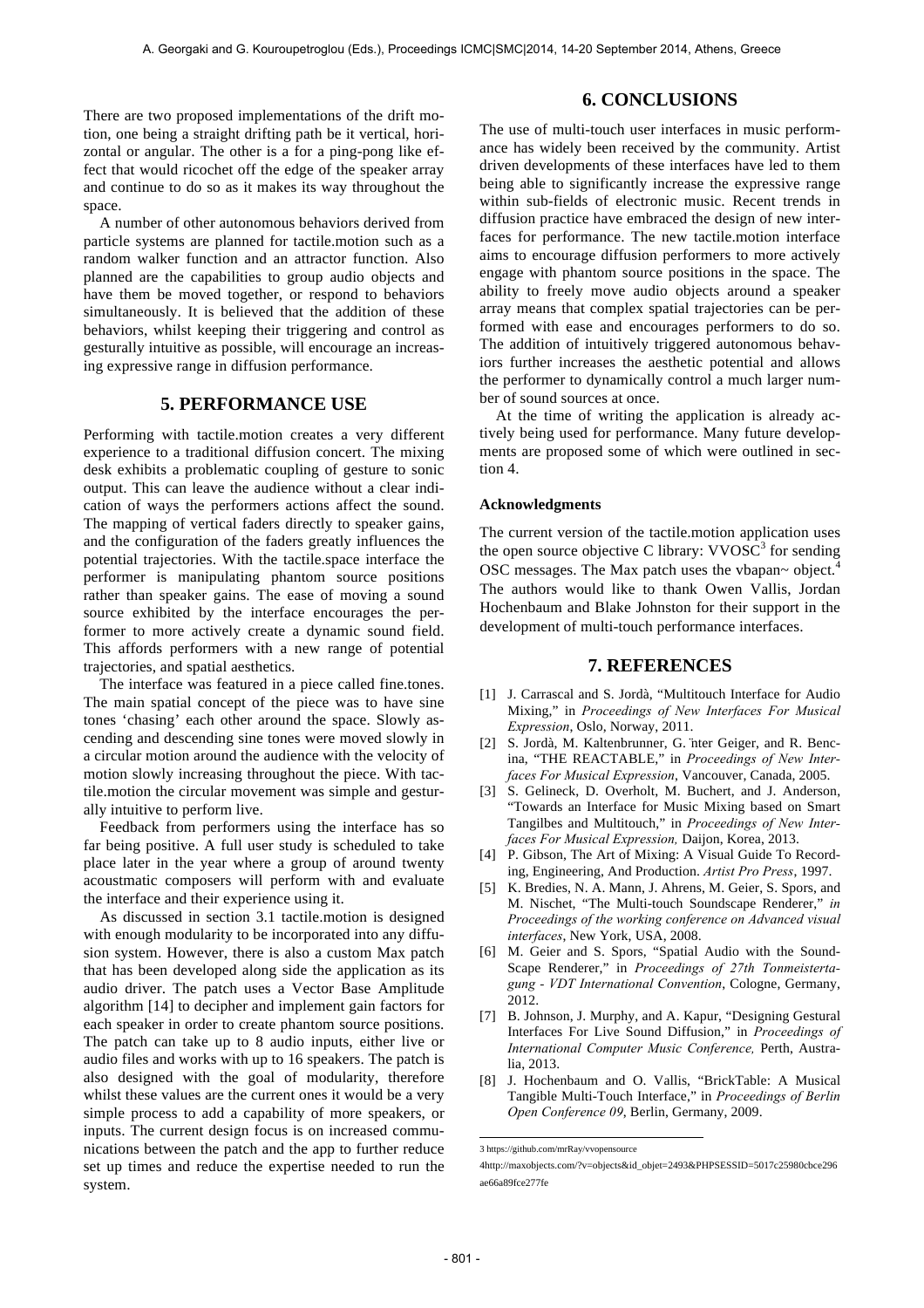There are two proposed implementations of the drift motion, one being a straight drifting path be it vertical, horizontal or angular. The other is a for a ping-pong like effect that would ricochet off the edge of the speaker array and continue to do so as it makes its way throughout the space.

A number of other autonomous behaviors derived from particle systems are planned for tactile.motion such as a random walker function and an attractor function. Also planned are the capabilities to group audio objects and have them be moved together, or respond to behaviors simultaneously. It is believed that the addition of these behaviors, whilst keeping their triggering and control as gesturally intuitive as possible, will encourage an increasing expressive range in diffusion performance.

## 5. PERFORMANCE USE

Performing with tactile.motion creates a very different experience to a traditional diffusion concert. The mixing desk exhibits a problematic coupling of gesture to sonic output. This can leave the audience without a clear indication of ways the performers actions affect the sound. The mapping of vertical faders directly to speaker gains, and the configuration of the faders greatly influences the potential trajectories. With the tactile.space interface the performer is manipulating phantom source positions rather than speaker gains. The ease of moving a sound source exhibited by the interface encourages the performer to more actively create a dynamic sound field. This affords performers with a new range of potential trajectories, and spatial aesthetics.

The interface was featured in a piece called fine.tones. The main spatial concept of the piece was to have sine tones 'chasing' each other around the space. Slowly ascending and descending sine tones were moved slowly in a circular motion around the audience with the velocity of motion slowly increasing throughout the piece. With tactile.motion the circular movement was simple and gesturally intuitive to perform live.

Feedback from performers using the interface has so far being positive. A full user study is scheduled to take place later in the year where a group of around twenty acoustmatic composers will perform with and evaluate the interface and their experience using it.

As discussed in section 3.1 tactile.motion is designed with enough modularity to be incorporated into any diffusion system. However, there is also a custom Max patch that has been developed along side the application as its audio driver. The patch uses a Vector Base Amplitude algorithm [14] to decipher and implement gain factors for each speaker in order to create phantom source positions. The patch can take up to 8 audio inputs, either live or audio files and works with up to 16 speakers. The patch is also designed with the goal of modularity, therefore whilst these values are the current ones it would be a very simple process to add a capability of more speakers, or inputs. The current design focus is on increased communications between the patch and the app to further reduce set up times and reduce the expertise needed to run the system.

## 6. CONCLUSIONS

The use of multi-touch user interfaces in music performance has widely been received by the community. Artist driven developments of these interfaces have led to them being able to significantly increase the expressive range within sub-fields of electronic music. Recent trends in diffusion practice have embraced the design of new interfaces for performance. The new tactile.motion interface aims to encourage diffusion performers to more actively engage with phantom source positions in the space. The ability to freely move audio objects around a speaker array means that complex spatial trajectories can be performed with ease and encourages performers to do so. The addition of intuitively triggered autonomous behaviors further increases the aesthetic potential and allows the performer to dynamically control a much larger number of sound sources at once.

At the time of writing the application is already actively being used for performance. Many future developments are proposed some of which were outlined in section 4.

### Acknowledgments

The current version of the tactile.motion application uses the open source objective C library: VVOSC[3] for sending OSC messages. The Max patch uses the vbapan~ object.[4] The authors would like to thank Owen Vallis, Jordan Hochenbaum and Blake Johnston for their support in the development of multi-touch performance interfaces.

## 7. REFERENCES

[1] J. Carrascal and S. Jordà, "Multitouch Interface for Audio Mixing," in *Proceedings of New Interfaces For Musical Expression*, Oslo, Norway, 2011.

[2] S. Jordà, M. Kaltenbrunner, G. ̈nter Geiger, and R. Bencina, "THE REACTABLE," in *Proceedings of New Interfaces For Musical Expression*, Vancouver, Canada, 2005.

[3] S. Gelineck, D. Overholt, M. Buchert, and J. Anderson, "Towards an Interface for Music Mixing based on Smart Tangilbes and Multitouch," in *Proceedings of New Interfaces For Musical Expression,* Daijon, Korea, 2013.

[4] P. Gibson, The Art of Mixing: A Visual Guide To Recording, Engineering, And Production. *Artist Pro Press*, 1997.

[5] K. Bredies, N. A. Mann, J. Ahrens, M. Geier, S. Spors, and M. Nischet, "The Multi-touch Soundscape Renderer," *in Proceedings of the working conference on Advanced visual interfaces*, New York, USA, 2008.

[6] M. Geier and S. Spors, "Spatial Audio with the SoundScape Renderer," in *Proceedings of 27th Tonmeistertagung - VDT International Convention*, Cologne, Germany, 2012.

[7] B. Johnson, J. Murphy, and A. Kapur, "Designing Gestural Interfaces For Live Sound Diffusion," in *Proceedings of International Computer Music Conference,* Perth, Australia, 2013.

[8] J. Hochenbaum and O. Vallis, "BrickTable: A Musical Tangible Multi-Touch Interface," in *Proceedings of Berlin Open Conference 09*, Berlin, Germany, 2009.

---

3 https://github.com/mrRay/vvopensource

4http://maxobjects.com/?v=objects&id_objet=2493&PHPSESSID=5017c25980cbce296ae66a89fce277fe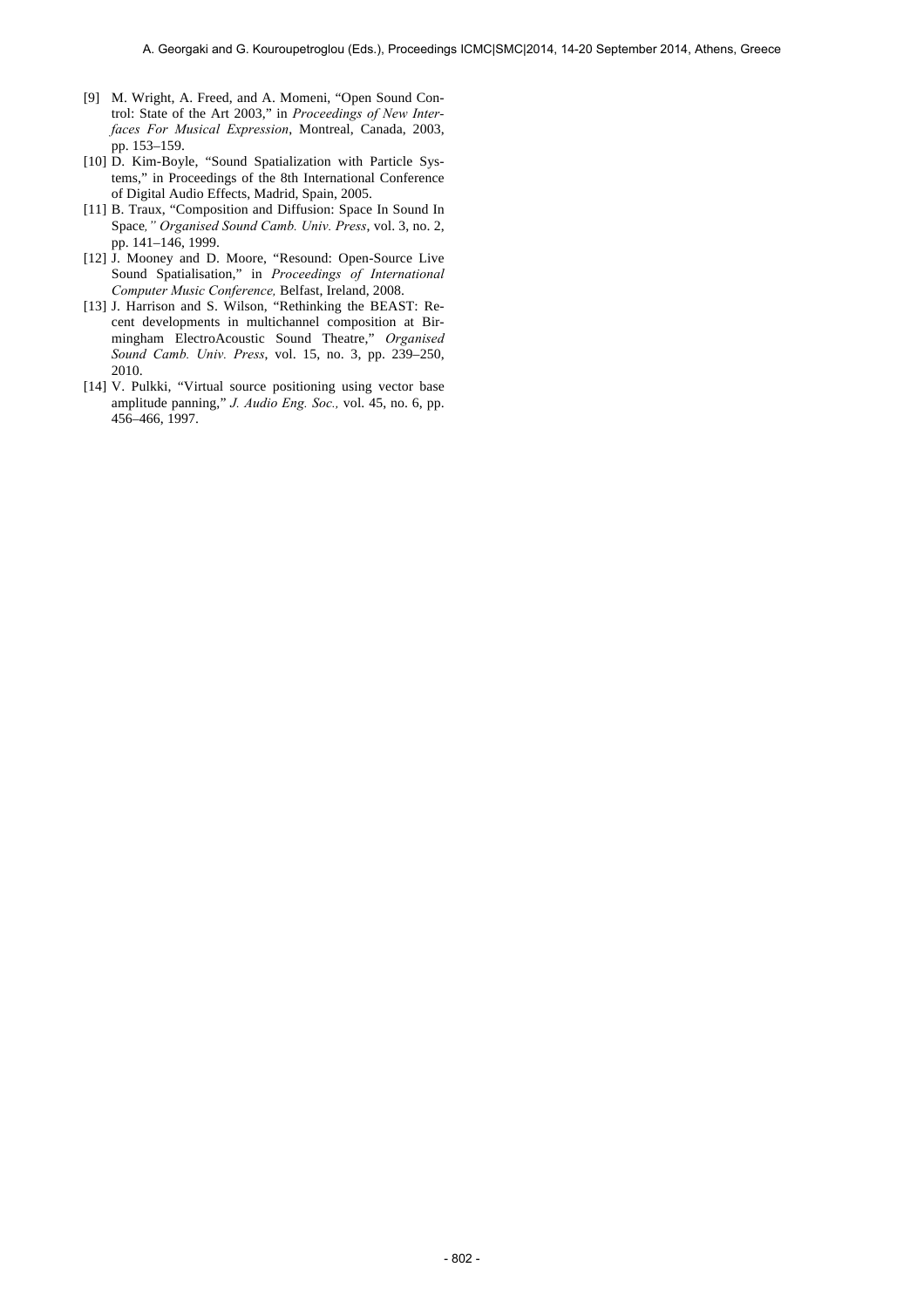[9] M. Wright, A. Freed, and A. Momeni, "Open Sound Control: State of the Art 2003," in *Proceedings of New Interfaces For Musical Expression*, Montreal, Canada, 2003, pp. 153–159.

[10] D. Kim-Boyle, "Sound Spatialization with Particle Systems," in Proceedings of the 8th International Conference of Digital Audio Effects, Madrid, Spain, 2005.

[11] B. Traux, "Composition and Diffusion: Space In Sound In Space*," Organised Sound Camb. Univ. Press*, vol. 3, no. 2, pp. 141–146, 1999.

[12] J. Mooney and D. Moore, "Resound: Open-Source Live Sound Spatialisation," in *Proceedings of International Computer Music Conference,* Belfast, Ireland, 2008.

[13] J. Harrison and S. Wilson, "Rethinking the BEAST: Recent developments in multichannel composition at Birmingham ElectroAcoustic Sound Theatre," *Organised Sound Camb. Univ. Press*, vol. 15, no. 3, pp. 239–250, 2010.

[14] V. Pulkki, "Virtual source positioning using vector base amplitude panning," *J. Audio Eng. Soc.,* vol. 45, no. 6, pp. 456–466, 1997.